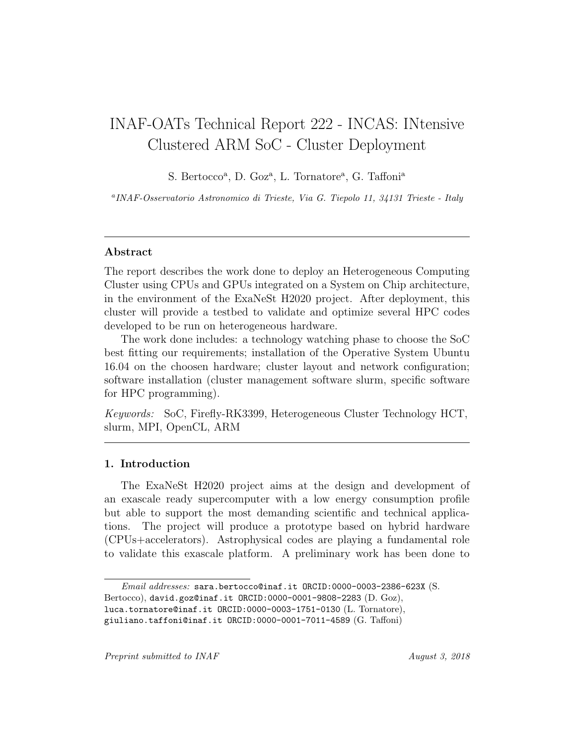# INAF-OATs Technical Report 222 - INCAS: INtensive Clustered ARM SoC - Cluster Deployment

S. Bertocco[a], D. Goz[a], L. Tornatore[a], G. Taffoni[a]

[a]*INAF-Osservatorio Astronomico di Trieste, Via G. Tiepolo 11, 34131 Trieste - Italy*

---

## Abstract

The report describes the work done to deploy an Heterogeneous Computing Cluster using CPUs and GPUs integrated on a System on Chip architecture, in the environment of the ExaNeSt H2020 project. After deployment, this cluster will provide a testbed to validate and optimize several HPC codes developed to be run on heterogeneous hardware.

The work done includes: a technology watching phase to choose the SoC best fitting our requirements; installation of the Operative System Ubuntu 16.04 on the choosen hardware; cluster layout and network configuration; software installation (cluster management software slurm, specific software for HPC programming).

*Keywords:* SoC, Firefly-RK3399, Heterogeneous Cluster Technology HCT, slurm, MPI, OpenCL, ARM

---

## 1. Introduction

The ExaNeSt H2020 project aims at the design and development of an exascale ready supercomputer with a low energy consumption profile but able to support the most demanding scientific and technical applications. The project will produce a prototype based on hybrid hardware (CPUs+accelerators). Astrophysical codes are playing a fundamental role to validate this exascale platform. A preliminary work has been done to

---

*Email addresses:* sara.bertocco@inaf.it ORCID:0000-0003-2386-623X (S. Bertocco), david.goz@inaf.it ORCID:0000-0001-9808-2283 (D. Goz), luca.tornatore@inaf.it ORCID:0000-0003-1751-0130 (L. Tornatore), giuliano.taffoni@inaf.it ORCID:0000-0001-7011-4589 (G. Taffoni)

*Preprint submitted to INAF* *August 3, 2018*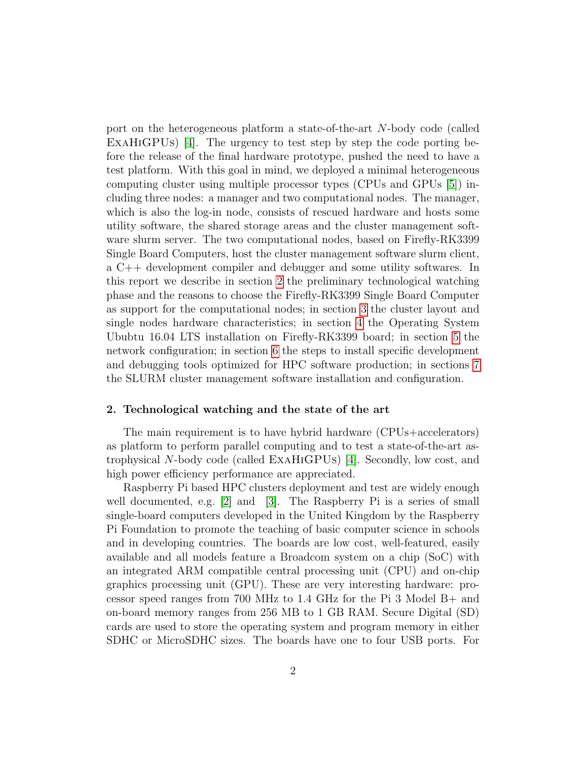port on the heterogeneous platform a state-of-the-art $N$-body code (called ExaHiGPUs) [4]. The urgency to test step by step the code porting before the release of the final hardware prototype, pushed the need to have a test platform. With this goal in mind, we deployed a minimal heterogeneous computing cluster using multiple processor types (CPUs and GPUs [5]) including three nodes: a manager and two computational nodes. The manager, which is also the log-in node, consists of rescued hardware and hosts some utility software, the shared storage areas and the cluster management software slurm server. The two computational nodes, based on Firefly-RK3399 Single Board Computers, host the cluster management software slurm client, a C++ development compiler and debugger and some utility softwares. In this report we describe in section 2 the preliminary technological watching phase and the reasons to choose the Firefly-RK3399 Single Board Computer as support for the computational nodes; in section 3 the cluster layout and single nodes hardware characteristics; in section 4 the Operating System Ubuntu 16.04 LTS installation on Firefly-RK3399 board; in section 5 the network configuration; in section 6 the steps to install specific development and debugging tools optimized for HPC software production; in sections 7 the SLURM cluster management software installation and configuration.

## 2. Technological watching and the state of the art

The main requirement is to have hybrid hardware (CPUs+accelerators) as platform to perform parallel computing and to test a state-of-the-art astrophysical $N$-body code (called ExaHiGPUs) [4]. Secondly, low cost, and high power efficiency performance are appreciated.

Raspberry Pi based HPC clusters deployment and test are widely enough well documented, e.g. [2] and [3]. The Raspberry Pi is a series of small single-board computers developed in the United Kingdom by the Raspberry Pi Foundation to promote the teaching of basic computer science in schools and in developing countries. The boards are low cost, well-featured, easily available and all models feature a Broadcom system on a chip (SoC) with an integrated ARM compatible central processing unit (CPU) and on-chip graphics processing unit (GPU). These are very interesting hardware: processor speed ranges from 700 MHz to 1.4 GHz for the Pi 3 Model B+ and on-board memory ranges from 256 MB to 1 GB RAM. Secure Digital (SD) cards are used to store the operating system and program memory in either SDHC or MicroSDHC sizes. The boards have one to four USB ports. For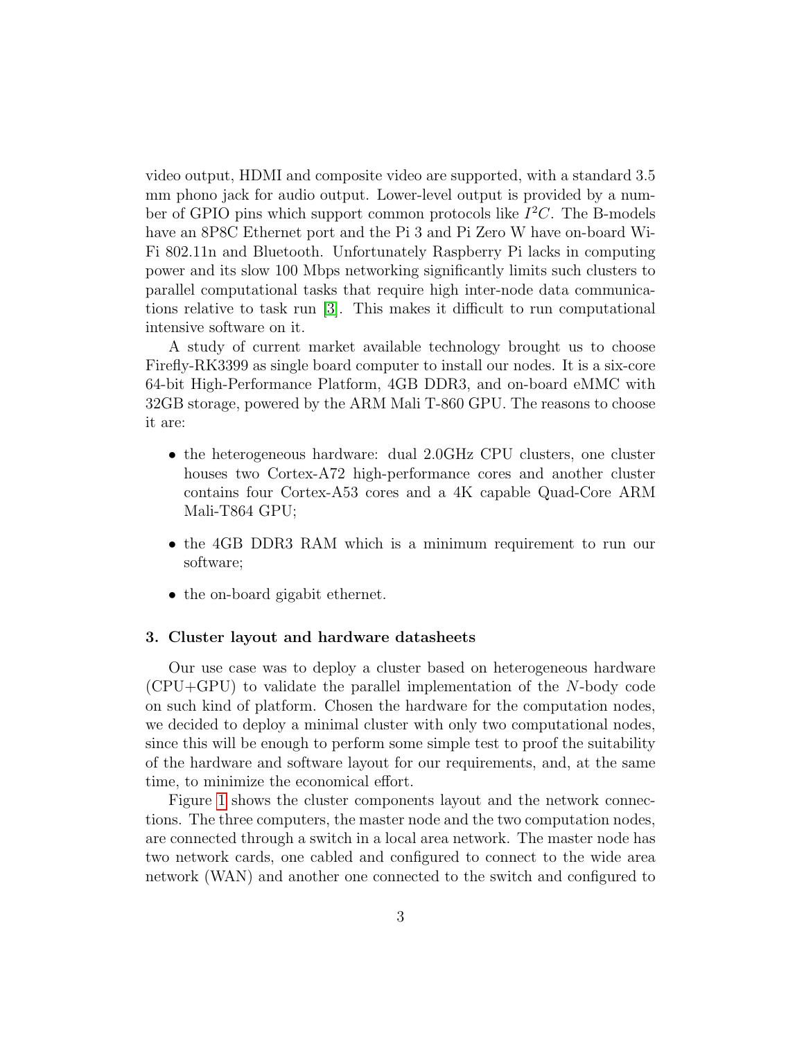video output, HDMI and composite video are supported, with a standard 3.5 mm phono jack for audio output. Lower-level output is provided by a number of GPIO pins which support common protocols like $I^2C$. The B-models have an 8P8C Ethernet port and the Pi 3 and Pi Zero W have on-board Wi-Fi 802.11n and Bluetooth. Unfortunately Raspberry Pi lacks in computing power and its slow 100 Mbps networking significantly limits such clusters to parallel computational tasks that require high inter-node data communications relative to task run [3]. This makes it difficult to run computational intensive software on it.

A study of current market available technology brought us to choose Firefly-RK3399 as single board computer to install our nodes. It is a six-core 64-bit High-Performance Platform, 4GB DDR3, and on-board eMMC with 32GB storage, powered by the ARM Mali T-860 GPU. The reasons to choose it are:

- the heterogeneous hardware: dual 2.0GHz CPU clusters, one cluster houses two Cortex-A72 high-performance cores and another cluster contains four Cortex-A53 cores and a 4K capable Quad-Core ARM Mali-T864 GPU;
- the 4GB DDR3 RAM which is a minimum requirement to run our software;
- the on-board gigabit ethernet.

## 3. Cluster layout and hardware datasheets

Our use case was to deploy a cluster based on heterogeneous hardware (CPU+GPU) to validate the parallel implementation of the $N$-body code on such kind of platform. Chosen the hardware for the computation nodes, we decided to deploy a minimal cluster with only two computational nodes, since this will be enough to perform some simple test to proof the suitability of the hardware and software layout for our requirements, and, at the same time, to minimize the economical effort.

Figure 1 shows the cluster components layout and the network connections. The three computers, the master node and the two computation nodes, are connected through a switch in a local area network. The master node has two network cards, one cabled and configured to connect to the wide area network (WAN) and another one connected to the switch and configured to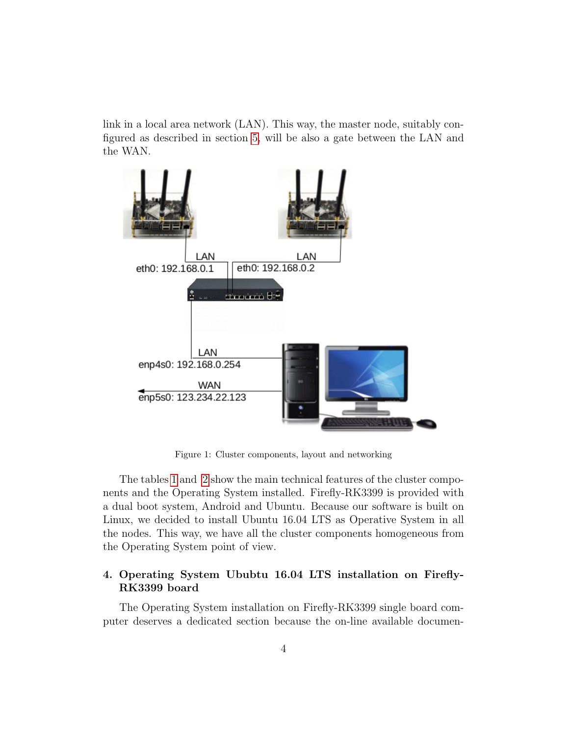link in a local area network (LAN). This way, the master node, suitably configured as described in section 5, will be also a gate between the LAN and the WAN.

Figure 1: Cluster components, layout and networking

The tables 1 and 2 show the main technical features of the cluster components and the Operating System installed. Firefly-RK3399 is provided with a dual boot system, Android and Ubuntu. Because our software is built on Linux, we decided to install Ubuntu 16.04 LTS as Operative System in all the nodes. This way, we have all the cluster components homogeneous from the Operating System point of view.

## 4. Operating System Ububtu 16.04 LTS installation on Firefly-RK3399 board

The Operating System installation on Firefly-RK3399 single board computer deserves a dedicated section because the on-line available documen-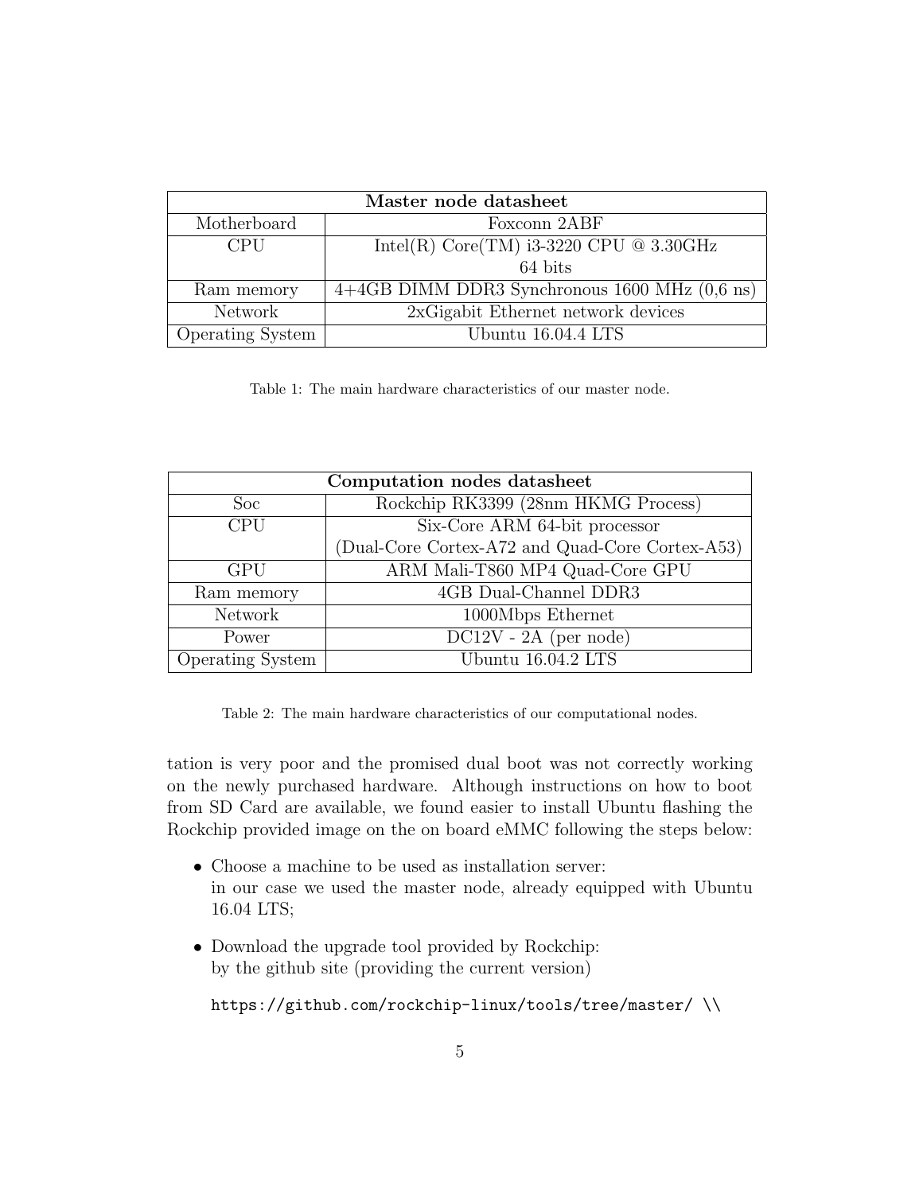| Master node datasheet | |
| --- | --- |
| Motherboard | Foxconn 2ABF |
| CPU | Intel(R) Core(TM) i3-3220 CPU @ 3.30GHz<br>64 bits |
| Ram memory | 4+4GB DIMM DDR3 Synchronous 1600 MHz (0,6 ns) |
| Network | 2xGigabit Ethernet network devices |
| Operating System | Ubuntu 16.04.4 LTS |

Table 1: The main hardware characteristics of our master node.

| Computation nodes datasheet | |
| --- | --- |
| Soc | Rockchip RK3399 (28nm HKMG Process) |
| CPU | Six-Core ARM 64-bit processor<br>(Dual-Core Cortex-A72 and Quad-Core Cortex-A53) |
| GPU | ARM Mali-T860 MP4 Quad-Core GPU |
| Ram memory | 4GB Dual-Channel DDR3 |
| Network | 1000Mbps Ethernet |
| Power | DC12V - 2A (per node) |
| Operating System | Ubuntu 16.04.2 LTS |

Table 2: The main hardware characteristics of our computational nodes.

tation is very poor and the promised dual boot was not correctly working on the newly purchased hardware. Although instructions on how to boot from SD Card are available, we found easier to install Ubuntu flashing the Rockchip provided image on the on board eMMC following the steps below:

- Choose a machine to be used as installation server:
  in our case we used the master node, already equipped with Ubuntu 16.04 LTS;
- Download the upgrade tool provided by Rockchip:
  by the github site (providing the current version)

  ```
  https://github.com/rockchip-linux/tools/tree/master/ \\
  ```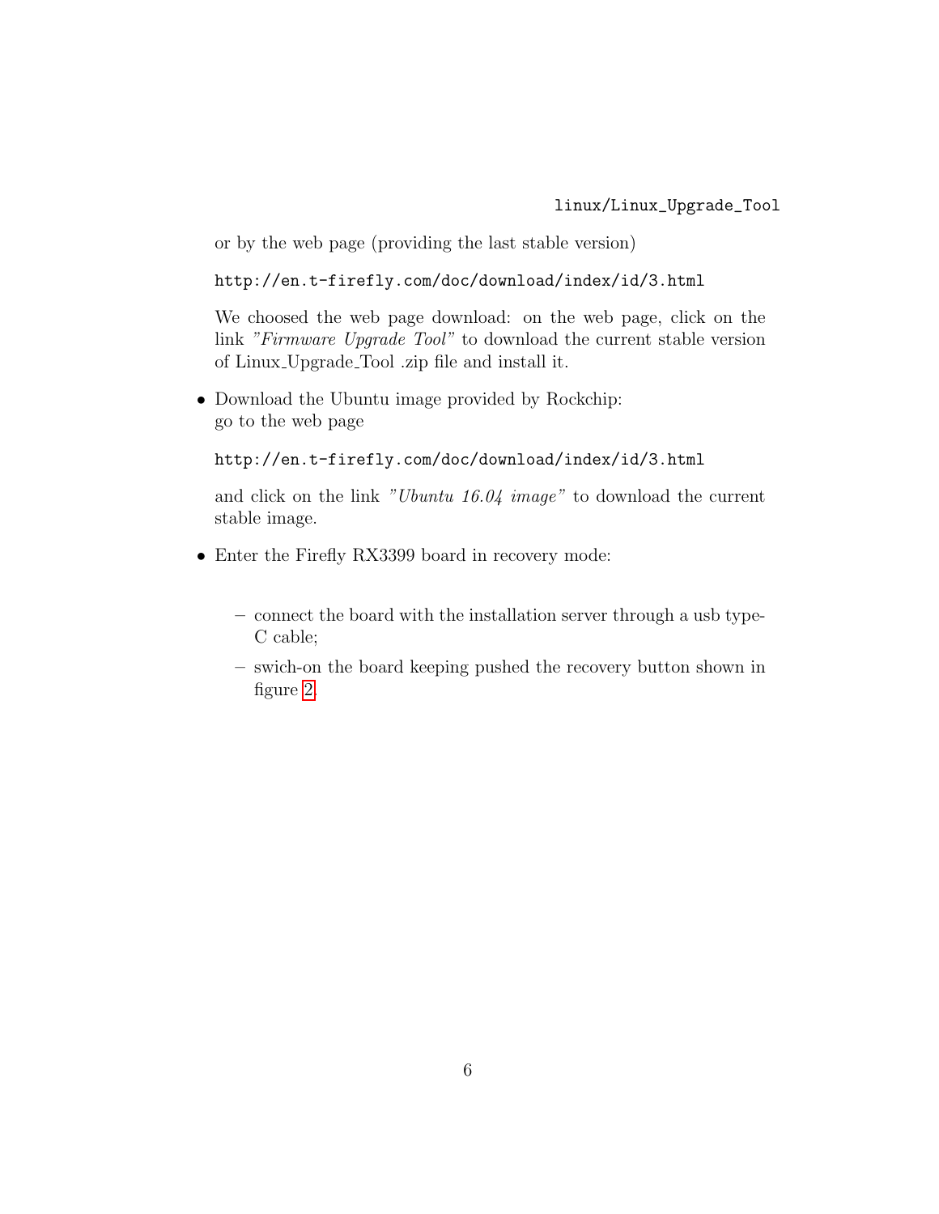```
linux/Linux_Upgrade_Tool
```

or by the web page (providing the last stable version)

```
http://en.t-firefly.com/doc/download/index/id/3.html
```

We choosed the web page download: on the web page, click on the link *"Firmware Upgrade Tool"* to download the current stable version of Linux_Upgrade_Tool .zip file and install it.

- Download the Ubuntu image provided by Rockchip:
  go to the web page

  ```
  http://en.t-firefly.com/doc/download/index/id/3.html
  ```

  and click on the link *"Ubuntu 16.04 image"* to download the current stable image.

- Enter the Firefly RX3399 board in recovery mode:

  – connect the board with the installation server through a usb type-C cable;

  – swich-on the board keeping pushed the recovery button shown in figure 2.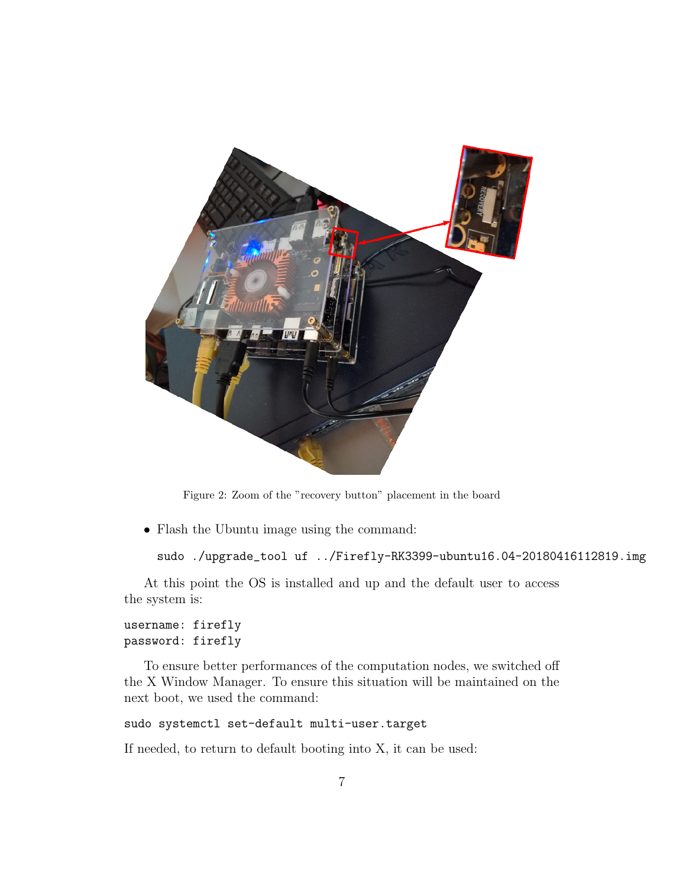Figure 2: Zoom of the "recovery button" placement in the board

- Flash the Ubuntu image using the command:

```
sudo ./upgrade_tool uf ../Firefly-RK3399-ubuntu16.04-20180416112819.img
```

At this point the OS is installed and up and the default user to access the system is:

```
username: firefly
password: firefly
```

To ensure better performances of the computation nodes, we switched off the X Window Manager. To ensure this situation will be maintained on the next boot, we used the command:

```
sudo systemctl set-default multi-user.target
```

If needed, to return to default booting into X, it can be used: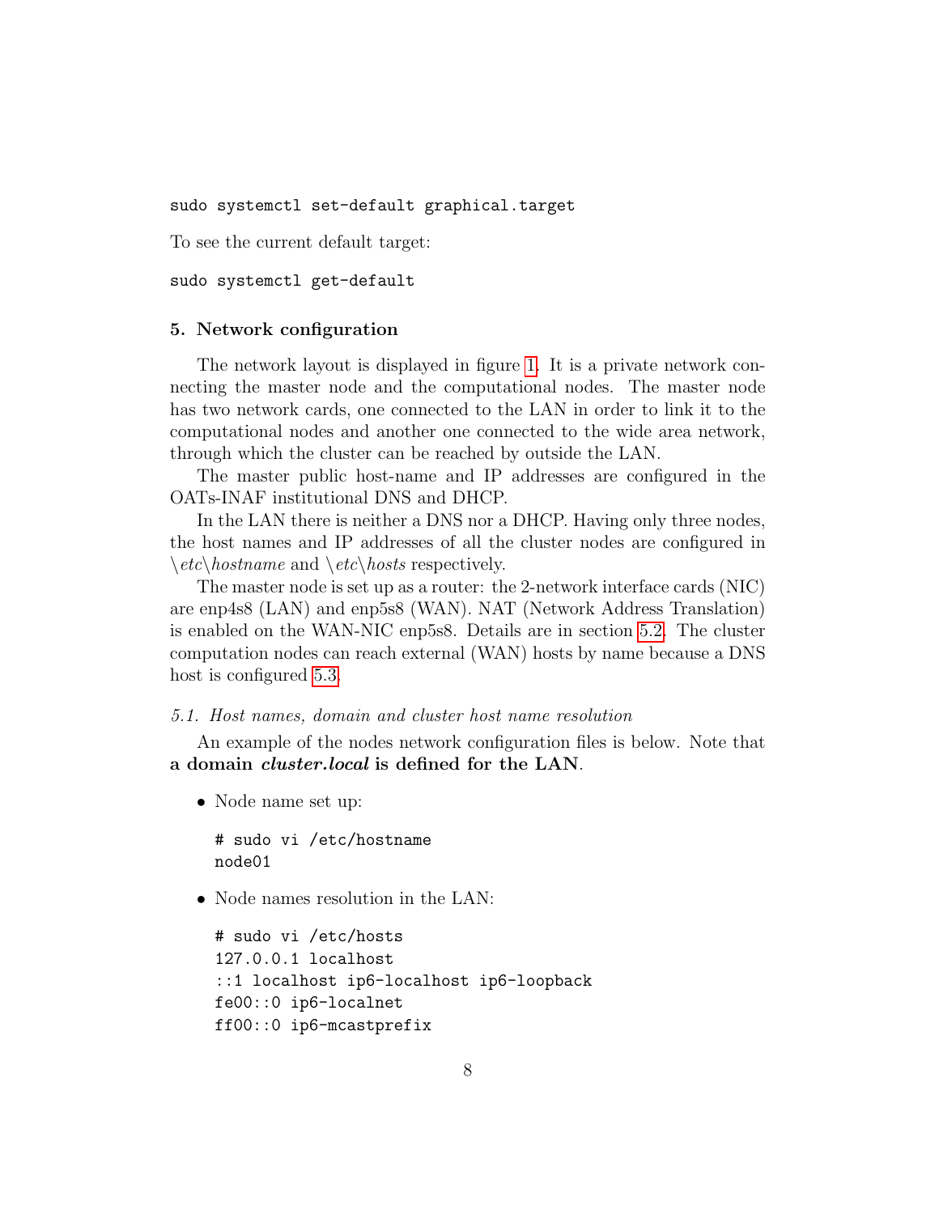```
sudo systemctl set-default graphical.target
```

To see the current default target:

```
sudo systemctl get-default
```

## 5. Network configuration

The network layout is displayed in figure 1. It is a private network connecting the master node and the computational nodes. The master node has two network cards, one connected to the LAN in order to link it to the computational nodes and another one connected to the wide area network, through which the cluster can be reached by outside the LAN.

The master public host-name and IP addresses are configured in the OATs-INAF institutional DNS and DHCP.

In the LAN there is neither a DNS nor a DHCP. Having only three nodes, the host names and IP addresses of all the cluster nodes are configured in *\etc\hostname* and *\etc\hosts* respectively.

The master node is set up as a router: the 2-network interface cards (NIC) are enp4s8 (LAN) and enp5s8 (WAN). NAT (Network Address Translation) is enabled on the WAN-NIC enp5s8. Details are in section 5.2. The cluster computation nodes can reach external (WAN) hosts by name because a DNS host is configured 5.3.

### *5.1. Host names, domain and cluster host name resolution*

An example of the nodes network configuration files is below. Note that **a domain *cluster.local* is defined for the LAN**.

- Node name set up:

  ```
  # sudo vi /etc/hostname
  node01
  ```

- Node names resolution in the LAN:

  ```
  # sudo vi /etc/hosts
  127.0.0.1 localhost
  ::1 localhost ip6-localhost ip6-loopback
  fe00::0 ip6-localnet
  ff00::0 ip6-mcastprefix
  ```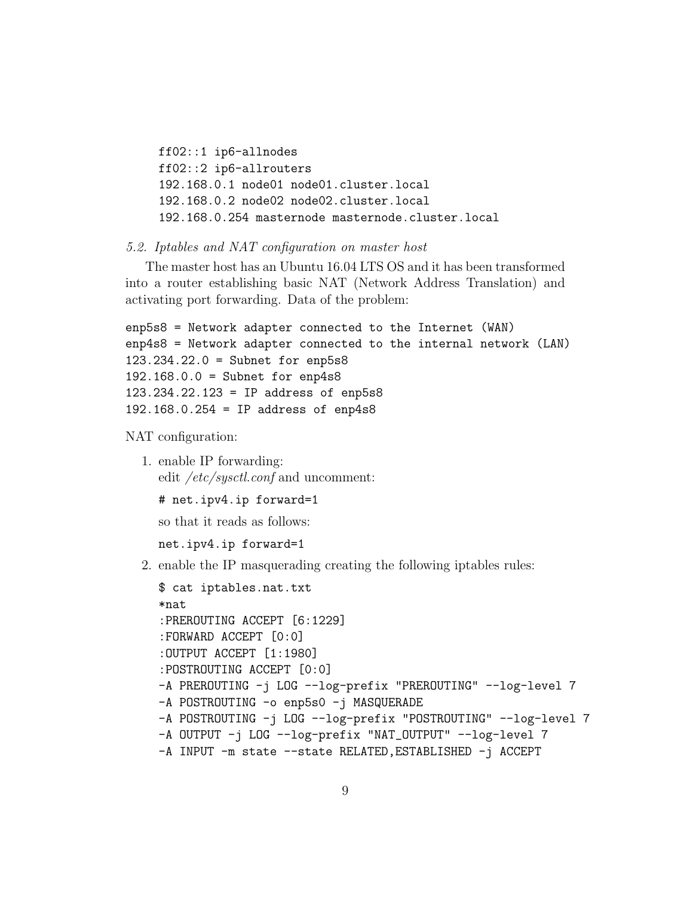```
ff02::1 ip6-allnodes
ff02::2 ip6-allrouters
192.168.0.1 node01 node01.cluster.local
192.168.0.2 node02 node02.cluster.local
192.168.0.254 masternode masternode.cluster.local
```

### *5.2. Iptables and NAT configuration on master host*

The master host has an Ubuntu 16.04 LTS OS and it has been transformed into a router establishing basic NAT (Network Address Translation) and activating port forwarding. Data of the problem:

```
enp5s8 = Network adapter connected to the Internet (WAN)
enp4s8 = Network adapter connected to the internal network (LAN)
123.234.22.0 = Subnet for enp5s8
192.168.0.0 = Subnet for enp4s8
123.234.22.123 = IP address of enp5s8
192.168.0.254 = IP address of enp4s8
```

NAT configuration:

1. enable IP forwarding:
   edit */etc/sysctl.conf* and uncomment:

   ```
   # net.ipv4.ip forward=1
   ```

   so that it reads as follows:

   ```
   net.ipv4.ip forward=1
   ```

2. enable the IP masquerading creating the following iptables rules:

   ```
   $ cat iptables.nat.txt
   *nat
   :PREROUTING ACCEPT [6:1229]
   :FORWARD ACCEPT [0:0]
   :OUTPUT ACCEPT [1:1980]
   :POSTROUTING ACCEPT [0:0]
   -A PREROUTING -j LOG --log-prefix "PREROUTING" --log-level 7
   -A POSTROUTING -o enp5s0 -j MASQUERADE
   -A POSTROUTING -j LOG --log-prefix "POSTROUTING" --log-level 7
   -A OUTPUT -j LOG --log-prefix "NAT_OUTPUT" --log-level 7
   -A INPUT -m state --state RELATED,ESTABLISHED -j ACCEPT
   ```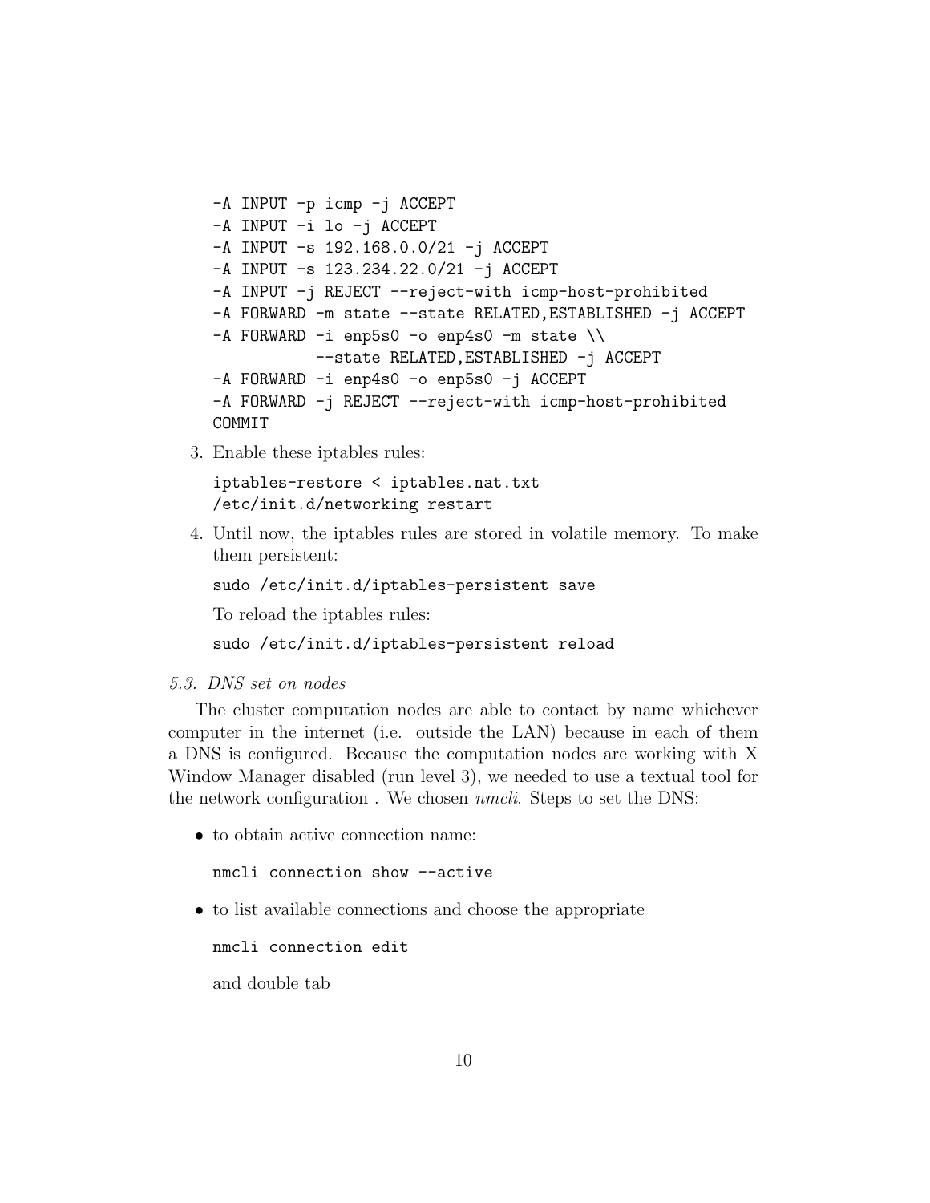```
-A INPUT -p icmp -j ACCEPT
-A INPUT -i lo -j ACCEPT
-A INPUT -s 192.168.0.0/21 -j ACCEPT
-A INPUT -s 123.234.22.0/21 -j ACCEPT
-A INPUT -j REJECT --reject-with icmp-host-prohibited
-A FORWARD -m state --state RELATED,ESTABLISHED -j ACCEPT
-A FORWARD -i enp5s0 -o enp4s0 -m state \\
           --state RELATED,ESTABLISHED -j ACCEPT
-A FORWARD -i enp4s0 -o enp5s0 -j ACCEPT
-A FORWARD -j REJECT --reject-with icmp-host-prohibited
COMMIT
```

3. Enable these iptables rules:

   ```
   iptables-restore < iptables.nat.txt
   /etc/init.d/networking restart
   ```

4. Until now, the iptables rules are stored in volatile memory. To make them persistent:

   ```
   sudo /etc/init.d/iptables-persistent save
   ```

   To reload the iptables rules:

   ```
   sudo /etc/init.d/iptables-persistent reload
   ```

### *5.3. DNS set on nodes*

The cluster computation nodes are able to contact by name whichever computer in the internet (i.e. outside the LAN) because in each of them a DNS is configured. Because the computation nodes are working with X Window Manager disabled (run level 3), we needed to use a textual tool for the network configuration . We chosen *nmcli*. Steps to set the DNS:

- to obtain active connection name:

  ```
  nmcli connection show --active
  ```

- to list available connections and choose the appropriate

  ```
  nmcli connection edit
  ```

  and double tab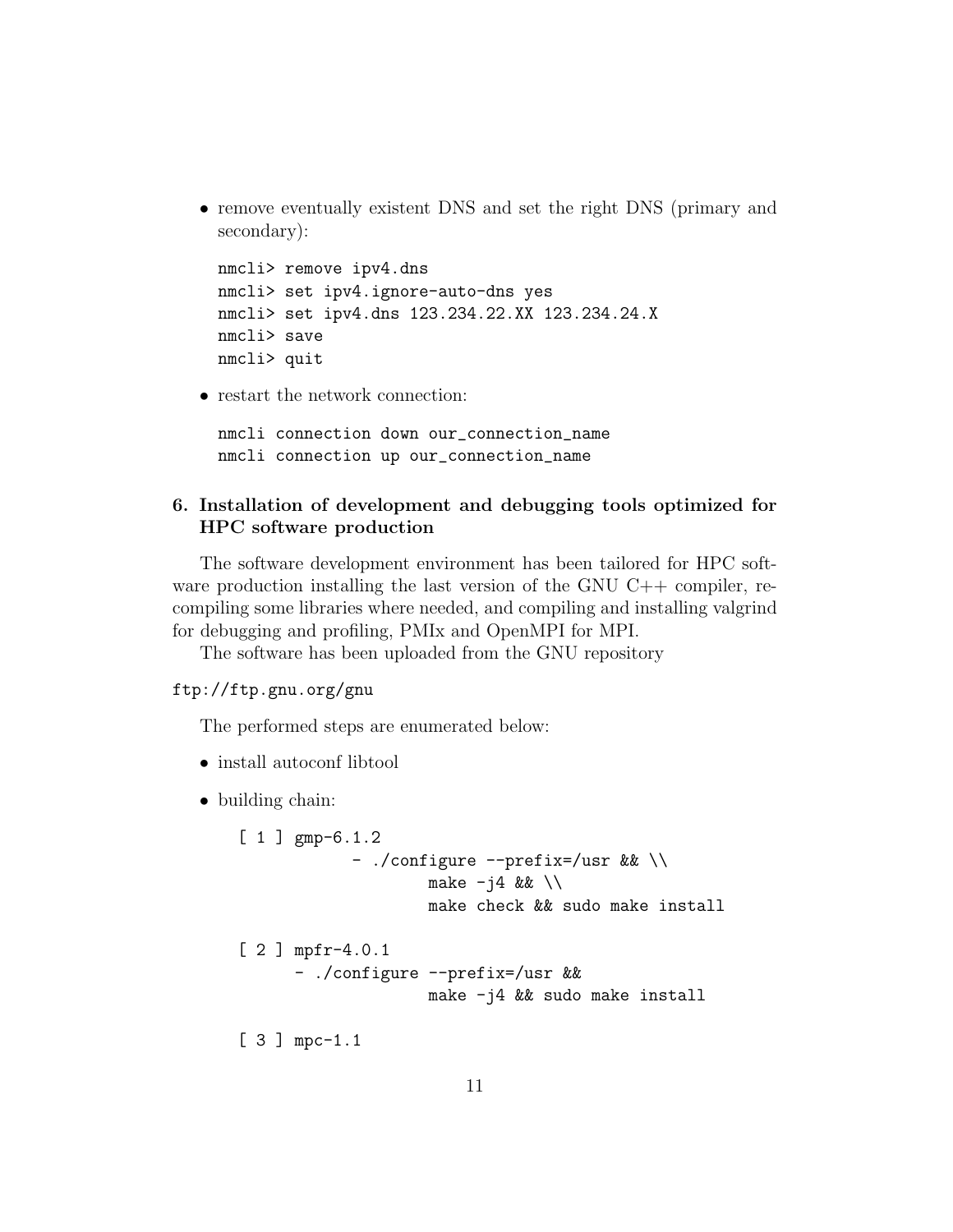- remove eventually existent DNS and set the right DNS (primary and secondary):

```
nmcli> remove ipv4.dns
nmcli> set ipv4.ignore-auto-dns yes
nmcli> set ipv4.dns 123.234.22.XX 123.234.24.X
nmcli> save
nmcli> quit
```

- restart the network connection:

```
nmcli connection down our_connection_name
nmcli connection up our_connection_name
```

### 6. Installation of development and debugging tools optimized for HPC software production

The software development environment has been tailored for HPC software production installing the last version of the GNU C++ compiler, recompiling some libraries where needed, and compiling and installing valgrind for debugging and profiling, PMIx and OpenMPI for MPI.

The software has been uploaded from the GNU repository

```
ftp://ftp.gnu.org/gnu
```

The performed steps are enumerated below:

- install autoconf libtool
- building chain:

```
[ 1 ] gmp-6.1.2
            - ./configure --prefix=/usr && \\
                    make -j4 && \\
                    make check && sudo make install

[ 2 ] mpfr-4.0.1
      - ./configure --prefix=/usr &&
                    make -j4 && sudo make install

[ 3 ] mpc-1.1
```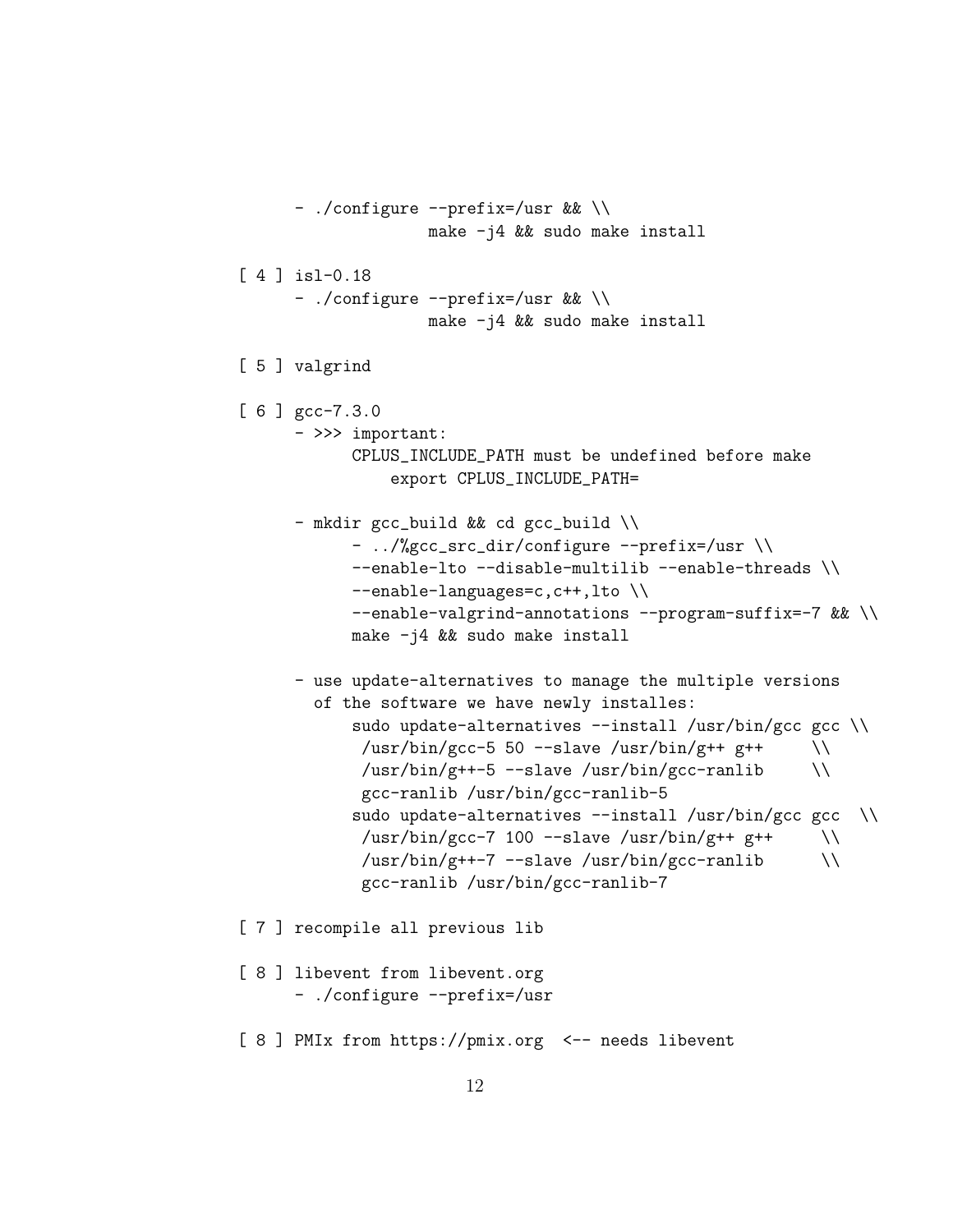```
      - ./configure --prefix=/usr && \\
                    make -j4 && sudo make install

[ 4 ] isl-0.18
      - ./configure --prefix=/usr && \\
                    make -j4 && sudo make install

[ 5 ] valgrind

[ 6 ] gcc-7.3.0
      - >>> important:
            CPLUS_INCLUDE_PATH must be undefined before make
                export CPLUS_INCLUDE_PATH=

      - mkdir gcc_build && cd gcc_build \\
            - ../%gcc_src_dir/configure --prefix=/usr \\
            --enable-lto --disable-multilib --enable-threads \\
            --enable-languages=c,c++,lto \\
            --enable-valgrind-annotations --program-suffix=-7 && \\
            make -j4 && sudo make install

      - use update-alternatives to manage the multiple versions
        of the software we have newly installes:
            sudo update-alternatives --install /usr/bin/gcc gcc \\
             /usr/bin/gcc-5 50 --slave /usr/bin/g++ g++     \\
             /usr/bin/g++-5 --slave /usr/bin/gcc-ranlib     \\
             gcc-ranlib /usr/bin/gcc-ranlib-5
            sudo update-alternatives --install /usr/bin/gcc gcc  \\
             /usr/bin/gcc-7 100 --slave /usr/bin/g++ g++     \\
             /usr/bin/g++-7 --slave /usr/bin/gcc-ranlib      \\
             gcc-ranlib /usr/bin/gcc-ranlib-7

[ 7 ] recompile all previous lib

[ 8 ] libevent from libevent.org
      - ./configure --prefix=/usr

[ 8 ] PMIx from https://pmix.org  <-- needs libevent
```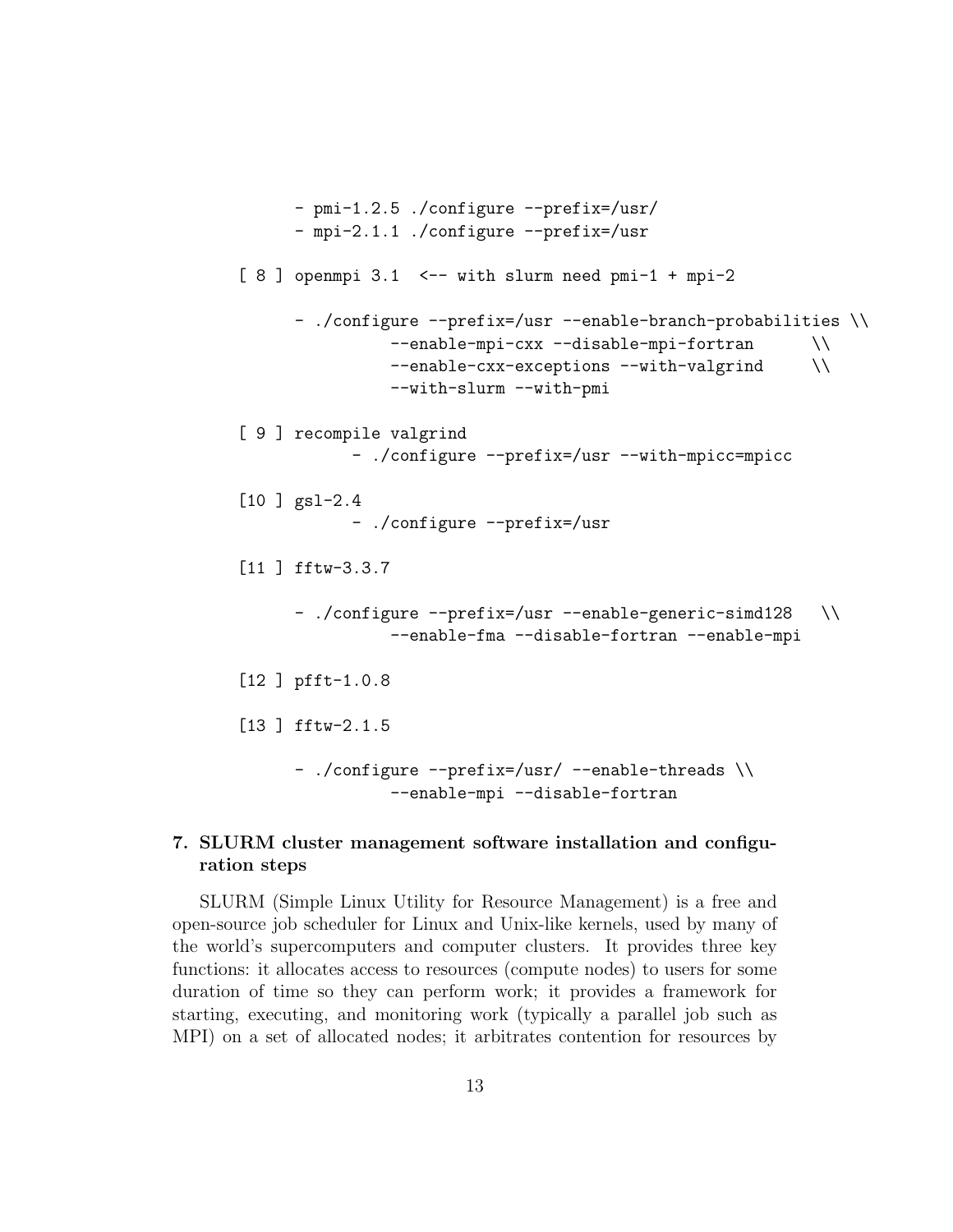```
      - pmi-1.2.5 ./configure --prefix=/usr/
      - mpi-2.1.1 ./configure --prefix=/usr

[ 8 ] openmpi 3.1  <-- with slurm need pmi-1 + mpi-2

      - ./configure --prefix=/usr --enable-branch-probabilities \\
                --enable-mpi-cxx --disable-mpi-fortran      \\
                --enable-cxx-exceptions --with-valgrind     \\
                --with-slurm --with-pmi

[ 9 ] recompile valgrind
            - ./configure --prefix=/usr --with-mpicc=mpicc

[10 ] gsl-2.4
            - ./configure --prefix=/usr

[11 ] fftw-3.3.7

      - ./configure --prefix=/usr --enable-generic-simd128   \\
                --enable-fma --disable-fortran --enable-mpi

[12 ] pfft-1.0.8

[13 ] fftw-2.1.5

      - ./configure --prefix=/usr/ --enable-threads \\
                --enable-mpi --disable-fortran
```

## 7. SLURM cluster management software installation and configuration steps

SLURM (Simple Linux Utility for Resource Management) is a free and open-source job scheduler for Linux and Unix-like kernels, used by many of the world's supercomputers and computer clusters. It provides three key functions: it allocates access to resources (compute nodes) to users for some duration of time so they can perform work; it provides a framework for starting, executing, and monitoring work (typically a parallel job such as MPI) on a set of allocated nodes; it arbitrates contention for resources by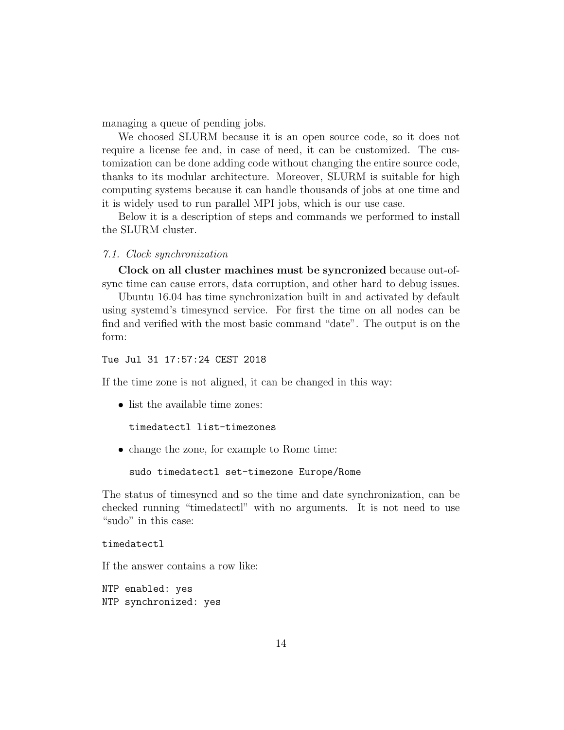managing a queue of pending jobs.

We choosed SLURM because it is an open source code, so it does not require a license fee and, in case of need, it can be customized. The customization can be done adding code without changing the entire source code, thanks to its modular architecture. Moreover, SLURM is suitable for high computing systems because it can handle thousands of jobs at one time and it is widely used to run parallel MPI jobs, which is our use case.

Below it is a description of steps and commands we performed to install the SLURM cluster.

### *7.1. Clock synchronization*

**Clock on all cluster machines must be syncronized** because out-of-sync time can cause errors, data corruption, and other hard to debug issues.

Ubuntu 16.04 has time synchronization built in and activated by default using systemd's timesyncd service. For first the time on all nodes can be find and verified with the most basic command "date". The output is on the form:

```
Tue Jul 31 17:57:24 CEST 2018
```

If the time zone is not aligned, it can be changed in this way:

- list the available time zones:

  ```
  timedatectl list-timezones
  ```

- change the zone, for example to Rome time:

  ```
  sudo timedatectl set-timezone Europe/Rome
  ```

The status of timesyncd and so the time and date synchronization, can be checked running "timedatectl" with no arguments. It is not need to use "sudo" in this case:

```
timedatectl
```

If the answer contains a row like:

```
NTP enabled: yes
NTP synchronized: yes
```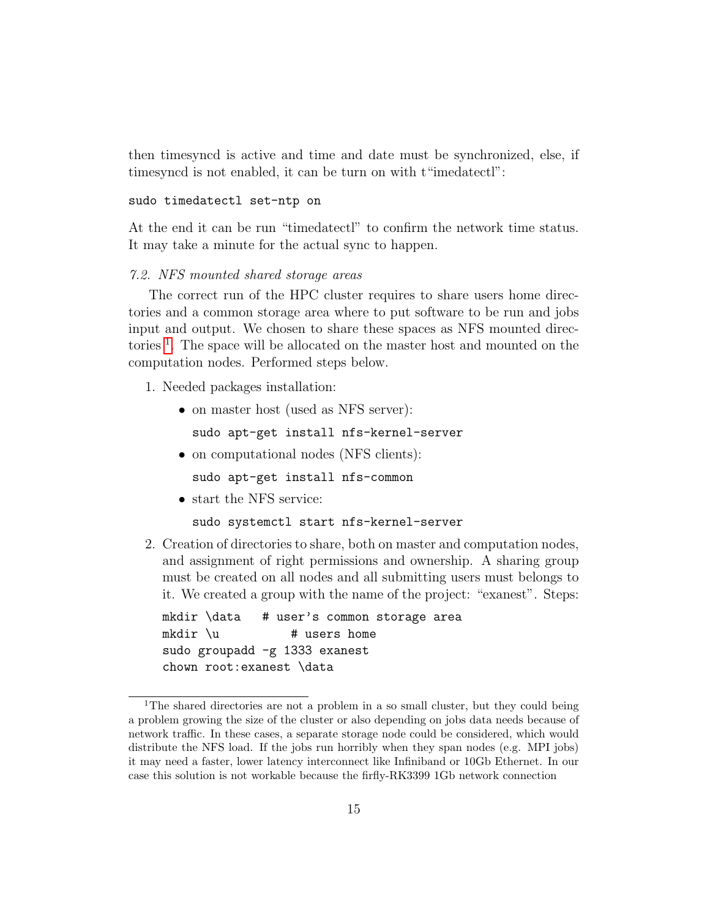then timesyncd is active and time and date must be synchronized, else, if timesyncd is not enabled, it can be turn on with t"imedatectl":

```
sudo timedatectl set-ntp on
```

At the end it can be run "timedatectl" to confirm the network time status. It may take a minute for the actual sync to happen.

*7.2. NFS mounted shared storage areas*

The correct run of the HPC cluster requires to share users home directories and a common storage area where to put software to be run and jobs input and output. We chosen to share these spaces as NFS mounted directories [1]. The space will be allocated on the master host and mounted on the computation nodes. Performed steps below.

1. Needed packages installation:
   - on master host (used as NFS server):

     ```
     sudo apt-get install nfs-kernel-server
     ```
   - on computational nodes (NFS clients):

     ```
     sudo apt-get install nfs-common
     ```
   - start the NFS service:

     ```
     sudo systemctl start nfs-kernel-server
     ```
2. Creation of directories to share, both on master and computation nodes, and assignment of right permissions and ownership. A sharing group must be created on all nodes and all submitting users must belongs to it. We created a group with the name of the project: "exanest". Steps:

   ```
   mkdir \data   # user's common storage area
   mkdir \u          # users home
   sudo groupadd -g 1333 exanest
   chown root:exanest \data
   ```

[1] The shared directories are not a problem in a so small cluster, but they could being a problem growing the size of the cluster or also depending on jobs data needs because of network traffic. In these cases, a separate storage node could be considered, which would distribute the NFS load. If the jobs run horribly when they span nodes (e.g. MPI jobs) it may need a faster, lower latency interconnect like Infiniband or 10Gb Ethernet. In our case this solution is not workable because the firfly-RK3399 1Gb network connection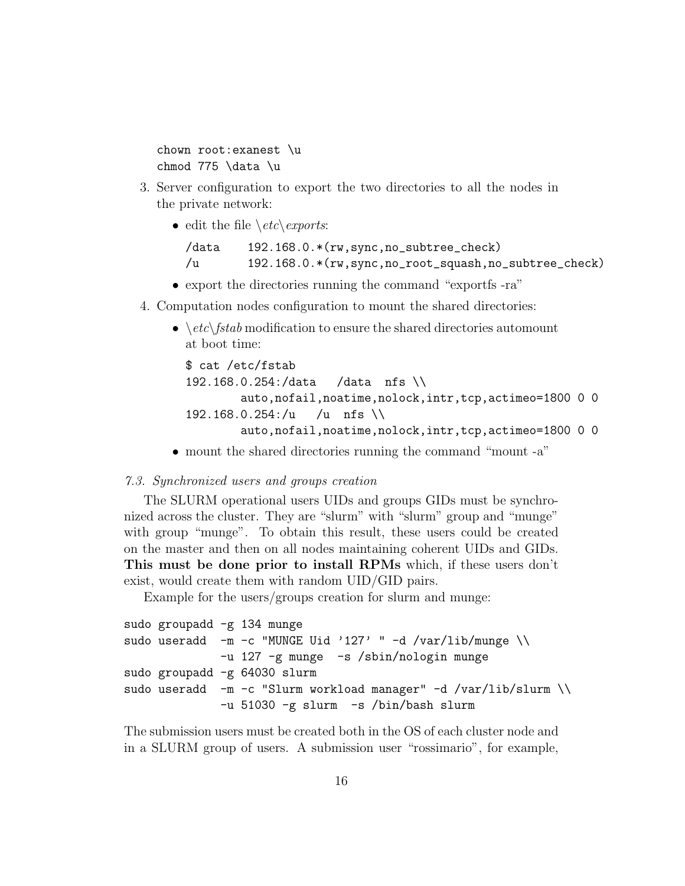```
chown root:exanest \u
chmod 775 \data \u
```

3. Server configuration to export the two directories to all the nodes in the private network:
   - edit the file *\etc\exports*:

     ```
     /data    192.168.0.*(rw,sync,no_subtree_check)
     /u       192.168.0.*(rw,sync,no_root_squash,no_subtree_check)
     ```

   - export the directories running the command "exportfs -ra"
4. Computation nodes configuration to mount the shared directories:
   - *\etc\fstab* modification to ensure the shared directories automount at boot time:

     ```
     $ cat /etc/fstab
     192.168.0.254:/data   /data  nfs \\
             auto,nofail,noatime,nolock,intr,tcp,actimeo=1800 0 0
     192.168.0.254:/u   /u  nfs \\
             auto,nofail,noatime,nolock,intr,tcp,actimeo=1800 0 0
     ```

   - mount the shared directories running the command "mount -a"

### *7.3. Synchronized users and groups creation*

The SLURM operational users UIDs and groups GIDs must be synchronized across the cluster. They are "slurm" with "slurm" group and "munge" with group "munge". To obtain this result, these users could be created on the master and then on all nodes maintaining coherent UIDs and GIDs. **This must be done prior to install RPMs** which, if these users don't exist, would create them with random UID/GID pairs.

Example for the users/groups creation for slurm and munge:

```
sudo groupadd -g 134 munge
sudo useradd  -m -c "MUNGE Uid '127' " -d /var/lib/munge \\
             -u 127 -g munge  -s /sbin/nologin munge
sudo groupadd -g 64030 slurm
sudo useradd  -m -c "Slurm workload manager" -d /var/lib/slurm \\
             -u 51030 -g slurm  -s /bin/bash slurm
```

The submission users must be created both in the OS of each cluster node and in a SLURM group of users. A submission user "rossimario", for example,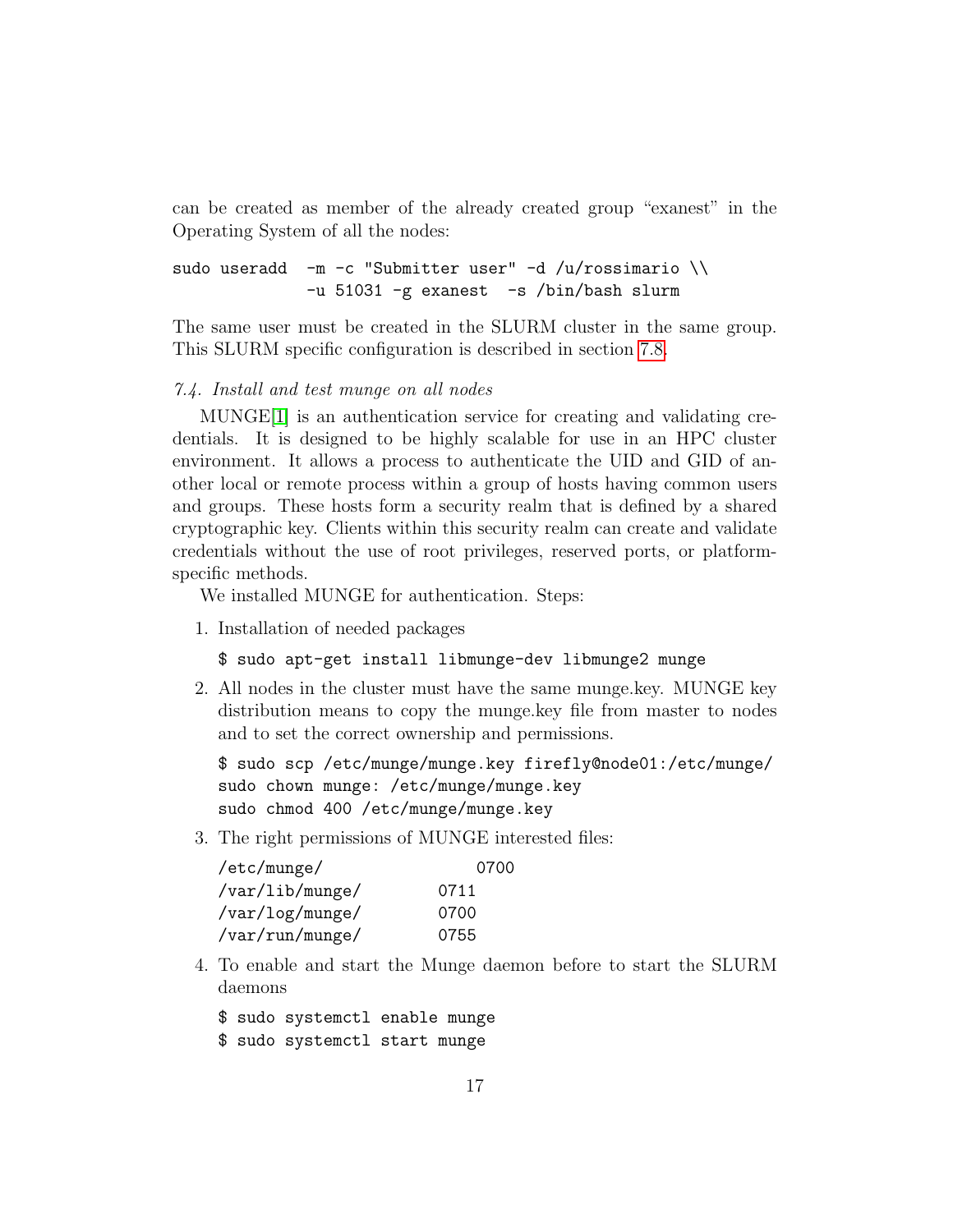can be created as member of the already created group "exanest" in the Operating System of all the nodes:

```
sudo useradd  -m -c "Submitter user" -d /u/rossimario \\
              -u 51031 -g exanest  -s /bin/bash slurm
```

The same user must be created in the SLURM cluster in the same group. This SLURM specific configuration is described in section 7.8.

### *7.4. Install and test munge on all nodes*

MUNGE[1] is an authentication service for creating and validating credentials. It is designed to be highly scalable for use in an HPC cluster environment. It allows a process to authenticate the UID and GID of another local or remote process within a group of hosts having common users and groups. These hosts form a security realm that is defined by a shared cryptographic key. Clients within this security realm can create and validate credentials without the use of root privileges, reserved ports, or platform-specific methods.

We installed MUNGE for authentication. Steps:

1. Installation of needed packages

   ```
   $ sudo apt-get install libmunge-dev libmunge2 munge
   ```

2. All nodes in the cluster must have the same munge.key. MUNGE key distribution means to copy the munge.key file from master to nodes and to set the correct ownership and permissions.

   ```
   $ sudo scp /etc/munge/munge.key firefly@node01:/etc/munge/
   sudo chown munge: /etc/munge/munge.key
   sudo chmod 400 /etc/munge/munge.key
   ```

3. The right permissions of MUNGE interested files:

   ```
   /etc/munge/           0700
   /var/lib/munge/       0711
   /var/log/munge/       0700
   /var/run/munge/       0755
   ```

4. To enable and start the Munge daemon before to start the SLURM daemons

   ```
   $ sudo systemctl enable munge
   $ sudo systemctl start munge
   ```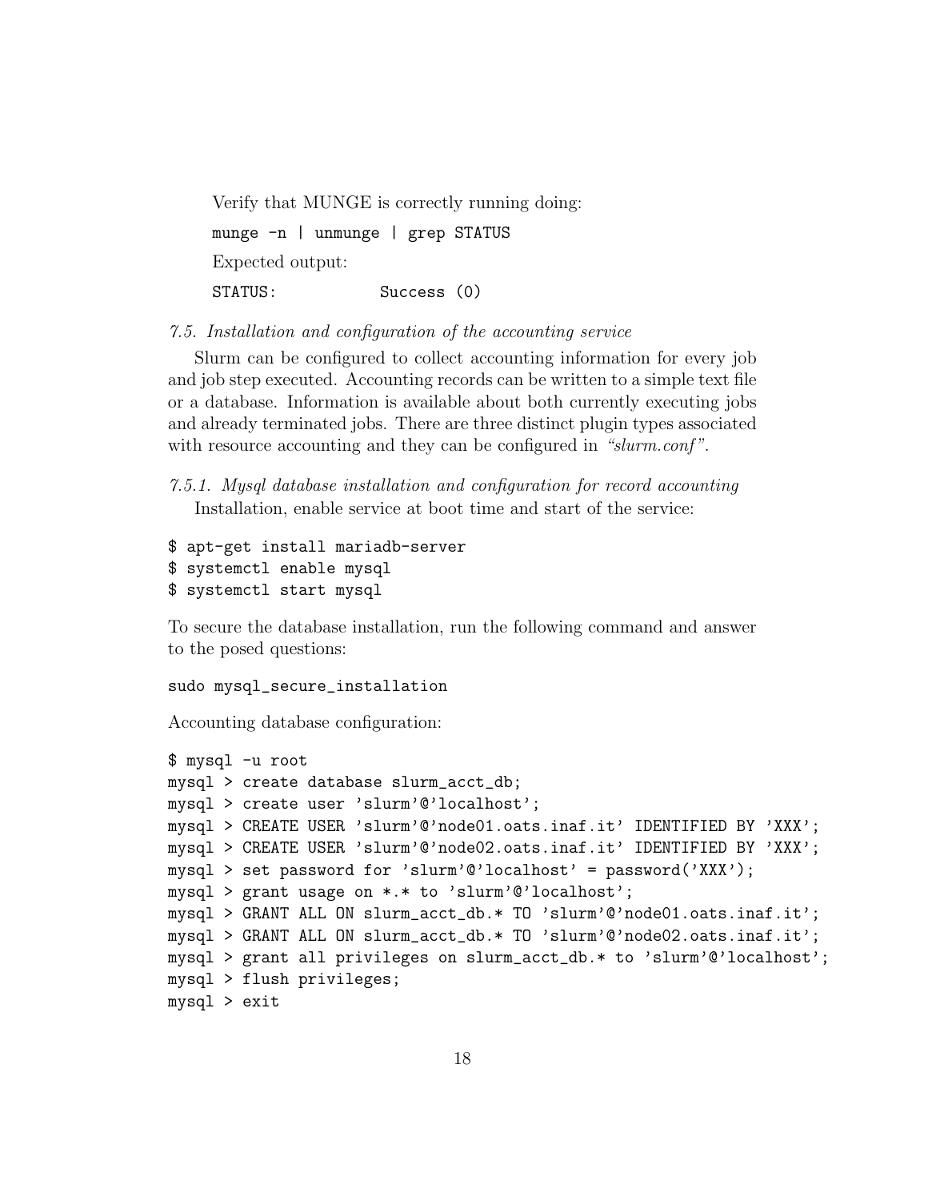Verify that MUNGE is correctly running doing:

```
munge -n | unmunge | grep STATUS
```

Expected output:

```
STATUS:           Success (0)
```

### *7.5. Installation and configuration of the accounting service*

Slurm can be configured to collect accounting information for every job and job step executed. Accounting records can be written to a simple text file or a database. Information is available about both currently executing jobs and already terminated jobs. There are three distinct plugin types associated with resource accounting and they can be configured in *"slurm.conf"*.

#### *7.5.1. Mysql database installation and configuration for record accounting*

Installation, enable service at boot time and start of the service:

```
$ apt-get install mariadb-server
$ systemctl enable mysql
$ systemctl start mysql
```

To secure the database installation, run the following command and answer to the posed questions:

```
sudo mysql_secure_installation
```

Accounting database configuration:

```
$ mysql -u root
mysql > create database slurm_acct_db;
mysql > create user 'slurm'@'localhost';
mysql > CREATE USER 'slurm'@'node01.oats.inaf.it' IDENTIFIED BY 'XXX';
mysql > CREATE USER 'slurm'@'node02.oats.inaf.it' IDENTIFIED BY 'XXX';
mysql > set password for 'slurm'@'localhost' = password('XXX');
mysql > grant usage on *.* to 'slurm'@'localhost';
mysql > GRANT ALL ON slurm_acct_db.* TO 'slurm'@'node01.oats.inaf.it';
mysql > GRANT ALL ON slurm_acct_db.* TO 'slurm'@'node02.oats.inaf.it';
mysql > grant all privileges on slurm_acct_db.* to 'slurm'@'localhost';
mysql > flush privileges;
mysql > exit
```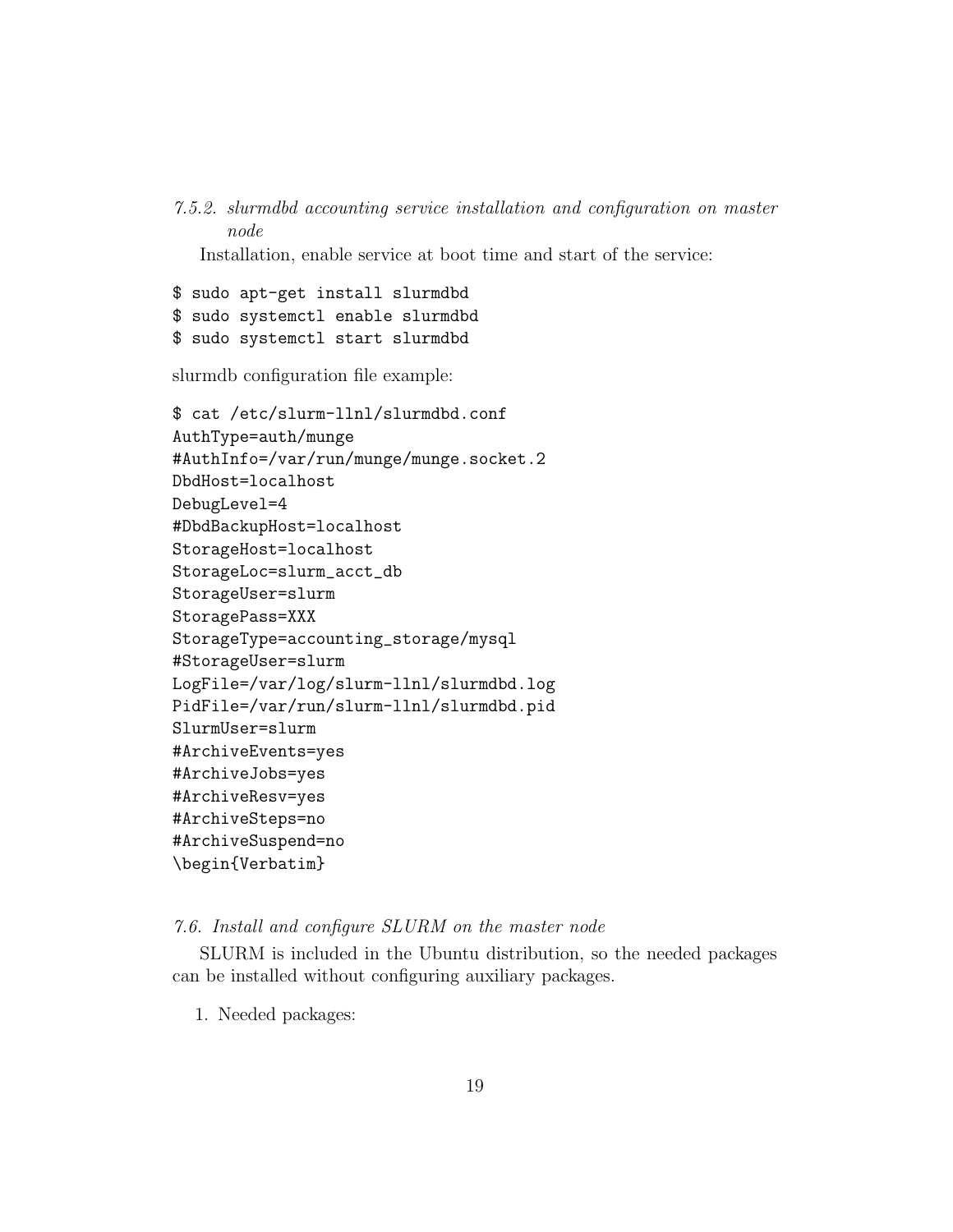#### *7.5.2. slurmdbd accounting service installation and configuration on master node*

Installation, enable service at boot time and start of the service:

```
$ sudo apt-get install slurmdbd
$ sudo systemctl enable slurmdbd
$ sudo systemctl start slurmdbd
```

slurmdb configuration file example:

```
$ cat /etc/slurm-llnl/slurmdbd.conf
AuthType=auth/munge
#AuthInfo=/var/run/munge/munge.socket.2
DbdHost=localhost
DebugLevel=4
#DbdBackupHost=localhost
StorageHost=localhost
StorageLoc=slurm_acct_db
StorageUser=slurm
StoragePass=XXX
StorageType=accounting_storage/mysql
#StorageUser=slurm
LogFile=/var/log/slurm-llnl/slurmdbd.log
PidFile=/var/run/slurm-llnl/slurmdbd.pid
SlurmUser=slurm
#ArchiveEvents=yes
#ArchiveJobs=yes
#ArchiveResv=yes
#ArchiveSteps=no
#ArchiveSuspend=no
\begin{Verbatim}
```

### *7.6. Install and configure SLURM on the master node*

SLURM is included in the Ubuntu distribution, so the needed packages can be installed without configuring auxiliary packages.

1. Needed packages: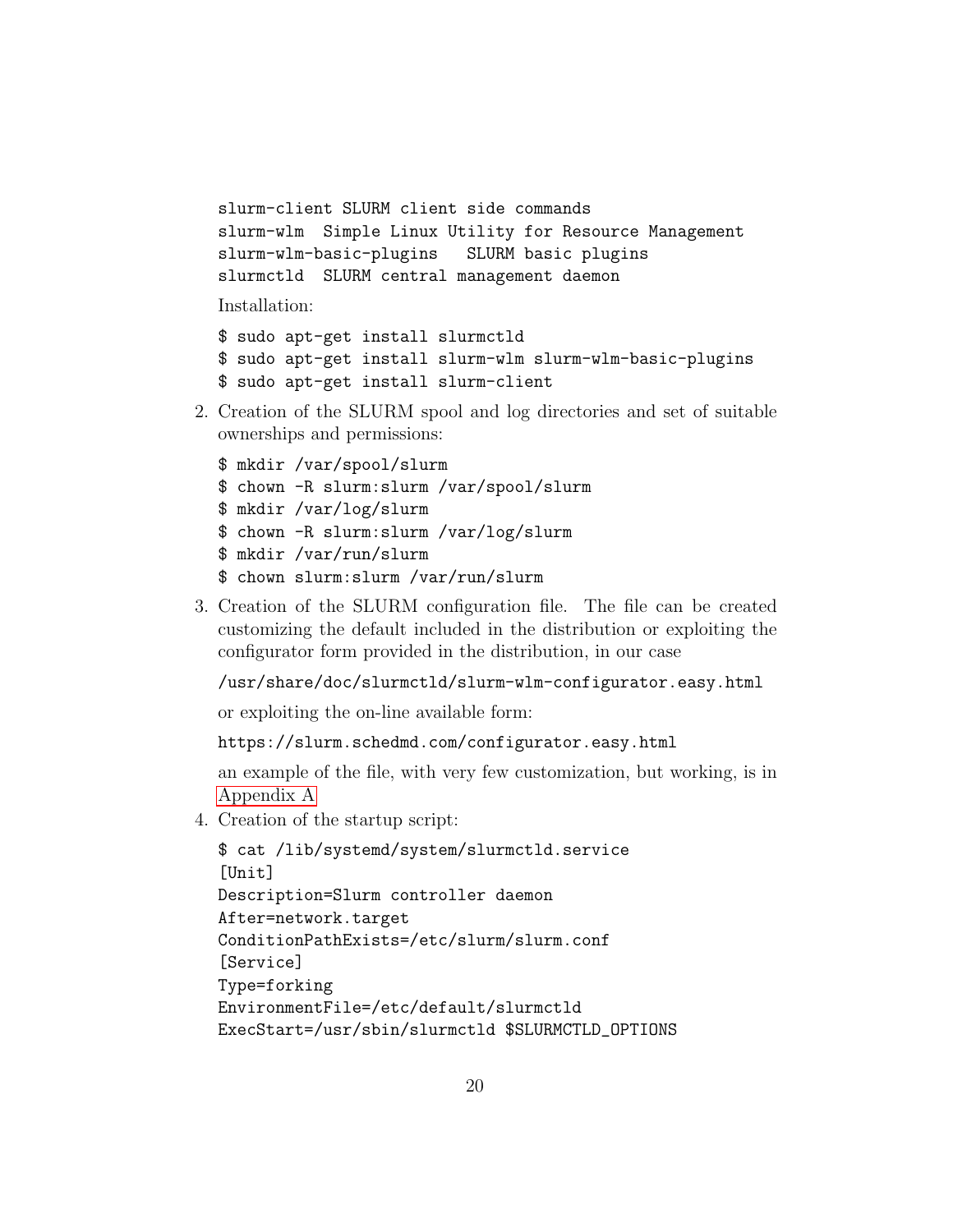```
slurm-client SLURM client side commands
slurm-wlm  Simple Linux Utility for Resource Management
slurm-wlm-basic-plugins   SLURM basic plugins
slurmctld  SLURM central management daemon
```

Installation:

```
$ sudo apt-get install slurmctld
$ sudo apt-get install slurm-wlm slurm-wlm-basic-plugins
$ sudo apt-get install slurm-client
```

2. Creation of the SLURM spool and log directories and set of suitable ownerships and permissions:

```
$ mkdir /var/spool/slurm
$ chown -R slurm:slurm /var/spool/slurm
$ mkdir /var/log/slurm
$ chown -R slurm:slurm /var/log/slurm
$ mkdir /var/run/slurm
$ chown slurm:slurm /var/run/slurm
```

3. Creation of the SLURM configuration file. The file can be created customizing the default included in the distribution or exploiting the configurator form provided in the distribution, in our case

   `/usr/share/doc/slurmctld/slurm-wlm-configurator.easy.html`

   or exploiting the on-line available form:

   `https://slurm.schedmd.com/configurator.easy.html`

   an example of the file, with very few customization, but working, is in Appendix A

4. Creation of the startup script:

```
$ cat /lib/systemd/system/slurmctld.service
[Unit]
Description=Slurm controller daemon
After=network.target
ConditionPathExists=/etc/slurm/slurm.conf
[Service]
Type=forking
EnvironmentFile=/etc/default/slurmctld
ExecStart=/usr/sbin/slurmctld $SLURMCTLD_OPTIONS
```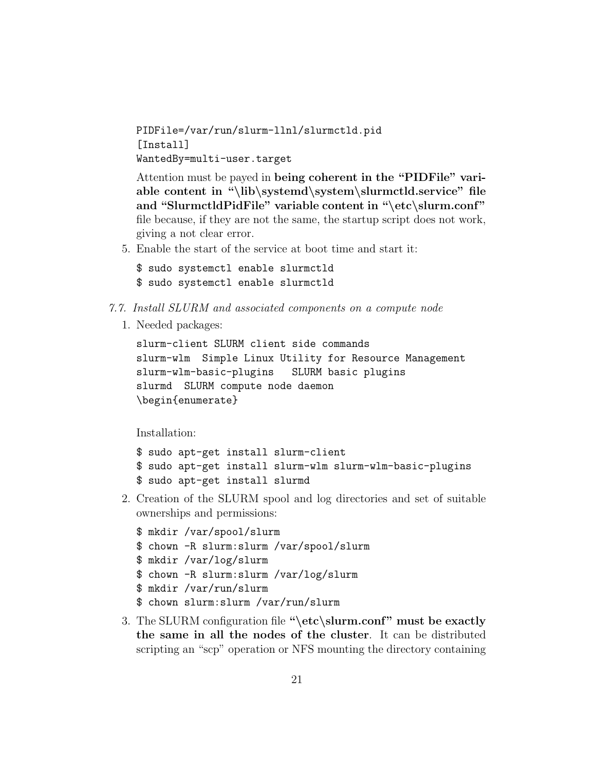```
PIDFile=/var/run/slurm-llnl/slurmctld.pid
[Install]
WantedBy=multi-user.target
```

Attention must be payed in **being coherent in the "PIDFile" variable content in "\lib\systemd\system\slurmctld.service" file and "SlurmctldPidFile" variable content in "\etc\slurm.conf"** file because, if they are not the same, the startup script does not work, giving a not clear error.

5. Enable the start of the service at boot time and start it:

```
$ sudo systemctl enable slurmctld
$ sudo systemctl enable slurmctld
```

*7.7. Install SLURM and associated components on a compute node*

1. Needed packages:

```
slurm-client SLURM client side commands
slurm-wlm  Simple Linux Utility for Resource Management
slurm-wlm-basic-plugins   SLURM basic plugins
slurmd  SLURM compute node daemon
\begin{enumerate}
```

   Installation:

```
$ sudo apt-get install slurm-client
$ sudo apt-get install slurm-wlm slurm-wlm-basic-plugins
$ sudo apt-get install slurmd
```

2. Creation of the SLURM spool and log directories and set of suitable ownerships and permissions:

```
$ mkdir /var/spool/slurm
$ chown -R slurm:slurm /var/spool/slurm
$ mkdir /var/log/slurm
$ chown -R slurm:slurm /var/log/slurm
$ mkdir /var/run/slurm
$ chown slurm:slurm /var/run/slurm
```

3. The SLURM configuration file **"\etc\slurm.conf" must be exactly the same in all the nodes of the cluster**. It can be distributed scripting an "scp" operation or NFS mounting the directory containing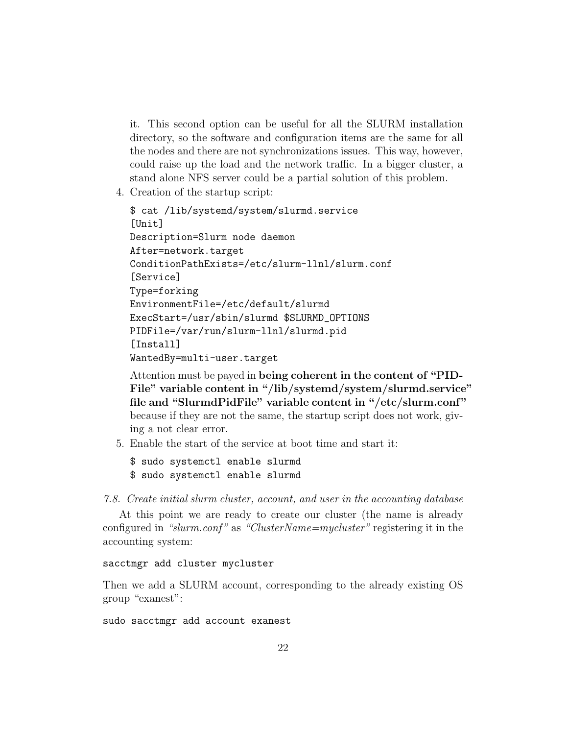it. This second option can be useful for all the SLURM installation directory, so the software and configuration items are the same for all the nodes and there are not synchronizations issues. This way, however, could raise up the load and the network traffic. In a bigger cluster, a stand alone NFS server could be a partial solution of this problem.

4. Creation of the startup script:

   ```
   $ cat /lib/systemd/system/slurmd.service
   [Unit]
   Description=Slurm node daemon
   After=network.target
   ConditionPathExists=/etc/slurm-llnl/slurm.conf
   [Service]
   Type=forking
   EnvironmentFile=/etc/default/slurmd
   ExecStart=/usr/sbin/slurmd $SLURMD_OPTIONS
   PIDFile=/var/run/slurm-llnl/slurmd.pid
   [Install]
   WantedBy=multi-user.target
   ```

   Attention must be payed in **being coherent in the content of "PID-File" variable content in "/lib/systemd/system/slurmd.service" file and "SlurmdPidFile" variable content in "/etc/slurm.conf"** because if they are not the same, the startup script does not work, giving a not clear error.

5. Enable the start of the service at boot time and start it:

   ```
   $ sudo systemctl enable slurmd
   $ sudo systemctl enable slurmd
   ```

### *7.8. Create initial slurm cluster, account, and user in the accounting database*

At this point we are ready to create our cluster (the name is already configured in *"slurm.conf"* as *"ClusterName=mycluster"* registering it in the accounting system:

```
sacctmgr add cluster mycluster
```

Then we add a SLURM account, corresponding to the already existing OS group "exanest":

```
sudo sacctmgr add account exanest
```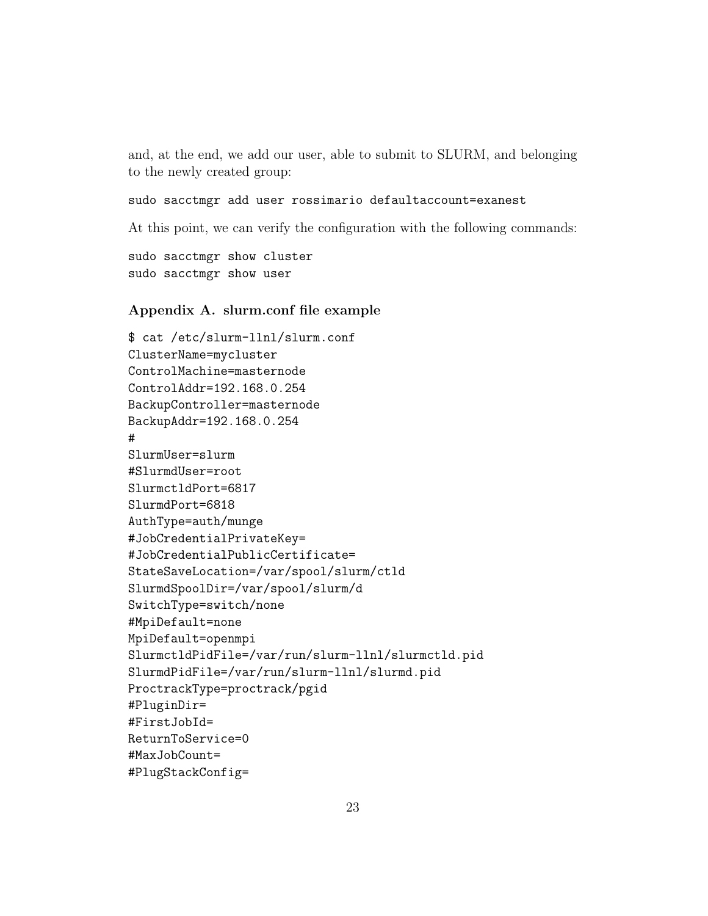and, at the end, we add our user, able to submit to SLURM, and belonging to the newly created group:

```
sudo sacctmgr add user rossimario defaultaccount=exanest
```

At this point, we can verify the configuration with the following commands:

```
sudo sacctmgr show cluster
sudo sacctmgr show user
```

### Appendix A. slurm.conf file example

```
$ cat /etc/slurm-llnl/slurm.conf
ClusterName=mycluster
ControlMachine=masternode
ControlAddr=192.168.0.254
BackupController=masternode
BackupAddr=192.168.0.254
#
SlurmUser=slurm
#SlurmdUser=root
SlurmctldPort=6817
SlurmdPort=6818
AuthType=auth/munge
#JobCredentialPrivateKey=
#JobCredentialPublicCertificate=
StateSaveLocation=/var/spool/slurm/ctld
SlurmdSpoolDir=/var/spool/slurm/d
SwitchType=switch/none
#MpiDefault=none
MpiDefault=openmpi
SlurmctldPidFile=/var/run/slurm-llnl/slurmctld.pid
SlurmdPidFile=/var/run/slurm-llnl/slurmd.pid
ProctrackType=proctrack/pgid
#PluginDir=
#FirstJobId=
ReturnToService=0
#MaxJobCount=
#PlugStackConfig=
```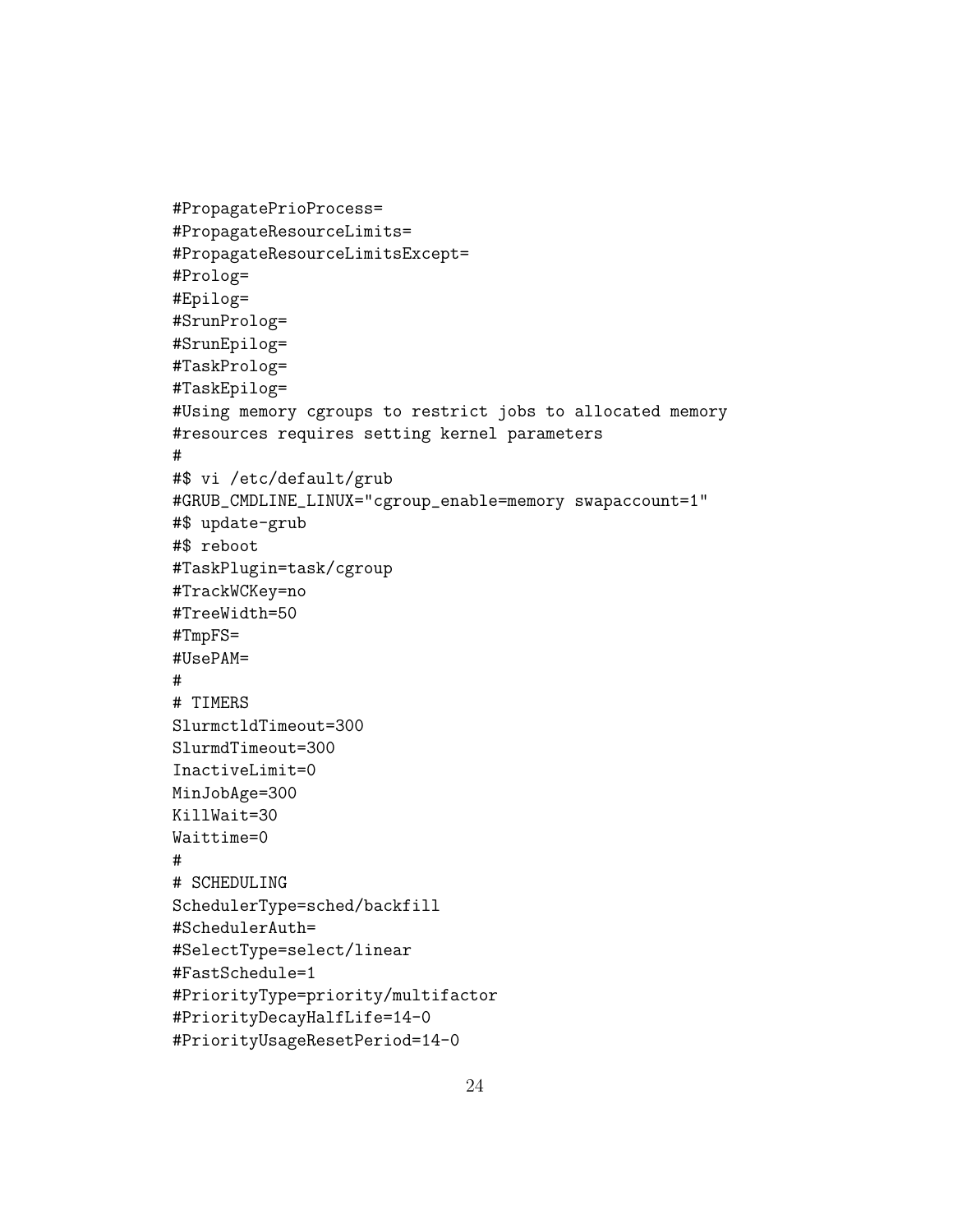```
#PropagatePrioProcess=
#PropagateResourceLimits=
#PropagateResourceLimitsExcept=
#Prolog=
#Epilog=
#SrunProlog=
#SrunEpilog=
#TaskProlog=
#TaskEpilog=
#Using memory cgroups to restrict jobs to allocated memory
#resources requires setting kernel parameters
#
#$ vi /etc/default/grub
#GRUB_CMDLINE_LINUX="cgroup_enable=memory swapaccount=1"
#$ update-grub
#$ reboot
#TaskPlugin=task/cgroup
#TrackWCKey=no
#TreeWidth=50
#TmpFS=
#UsePAM=
#
# TIMERS
SlurmctldTimeout=300
SlurmdTimeout=300
InactiveLimit=0
MinJobAge=300
KillWait=30
Waittime=0
#
# SCHEDULING
SchedulerType=sched/backfill
#SchedulerAuth=
#SelectType=select/linear
#FastSchedule=1
#PriorityType=priority/multifactor
#PriorityDecayHalfLife=14-0
#PriorityUsageResetPeriod=14-0
```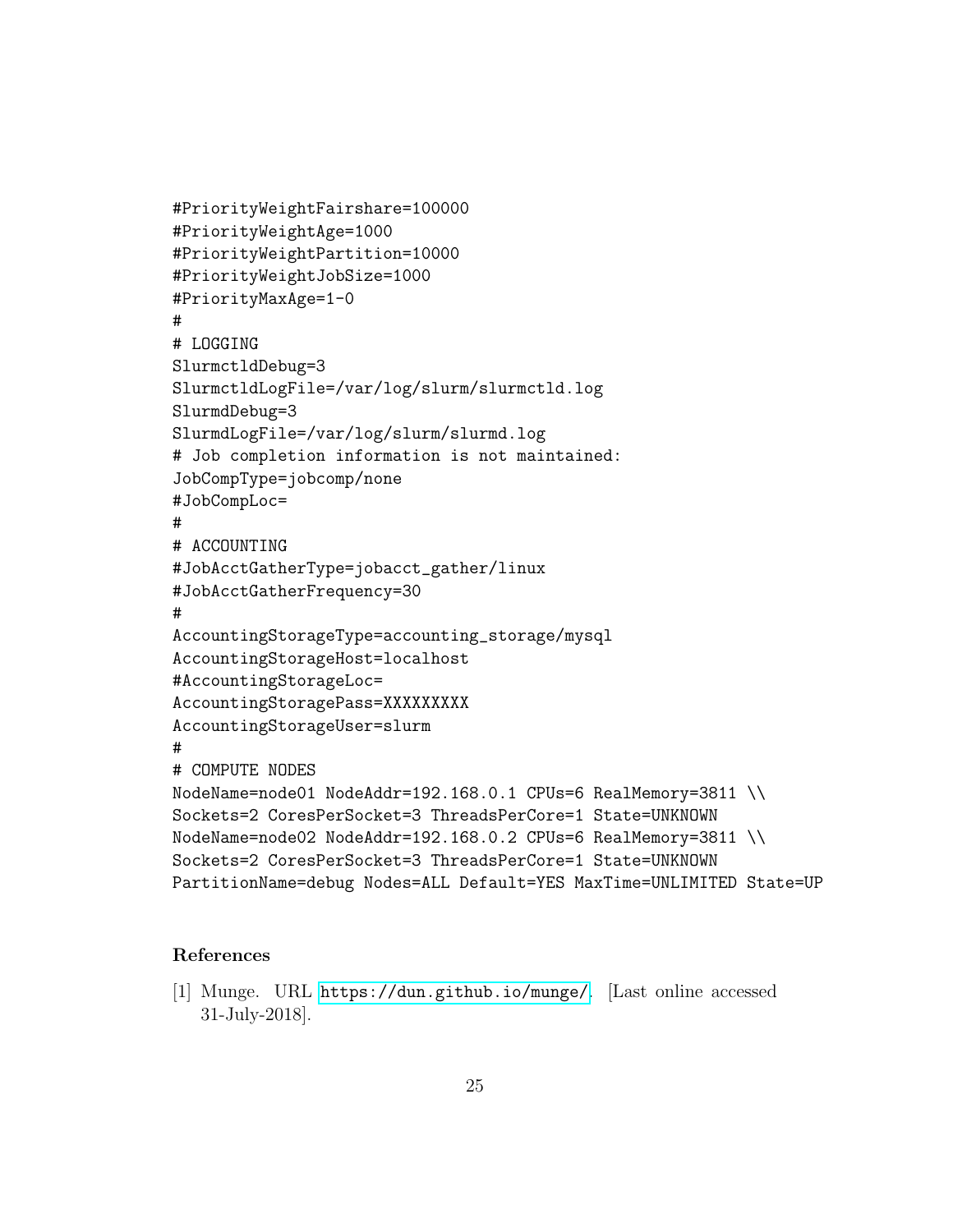```
#PriorityWeightFairshare=100000
#PriorityWeightAge=1000
#PriorityWeightPartition=10000
#PriorityWeightJobSize=1000
#PriorityMaxAge=1-0
#
# LOGGING
SlurmctldDebug=3
SlurmctldLogFile=/var/log/slurm/slurmctld.log
SlurmdDebug=3
SlurmdLogFile=/var/log/slurm/slurmd.log
# Job completion information is not maintained:
JobCompType=jobcomp/none
#JobCompLoc=
#
# ACCOUNTING
#JobAcctGatherType=jobacct_gather/linux
#JobAcctGatherFrequency=30
#
AccountingStorageType=accounting_storage/mysql
AccountingStorageHost=localhost
#AccountingStorageLoc=
AccountingStoragePass=XXXXXXXXX
AccountingStorageUser=slurm
#
# COMPUTE NODES
NodeName=node01 NodeAddr=192.168.0.1 CPUs=6 RealMemory=3811 \\
Sockets=2 CoresPerSocket=3 ThreadsPerCore=1 State=UNKNOWN
NodeName=node02 NodeAddr=192.168.0.2 CPUs=6 RealMemory=3811 \\
Sockets=2 CoresPerSocket=3 ThreadsPerCore=1 State=UNKNOWN
PartitionName=debug Nodes=ALL Default=YES MaxTime=UNLIMITED State=UP
```

## References

[1] Munge. URL https://dun.github.io/munge/. [Last online accessed 31-July-2018].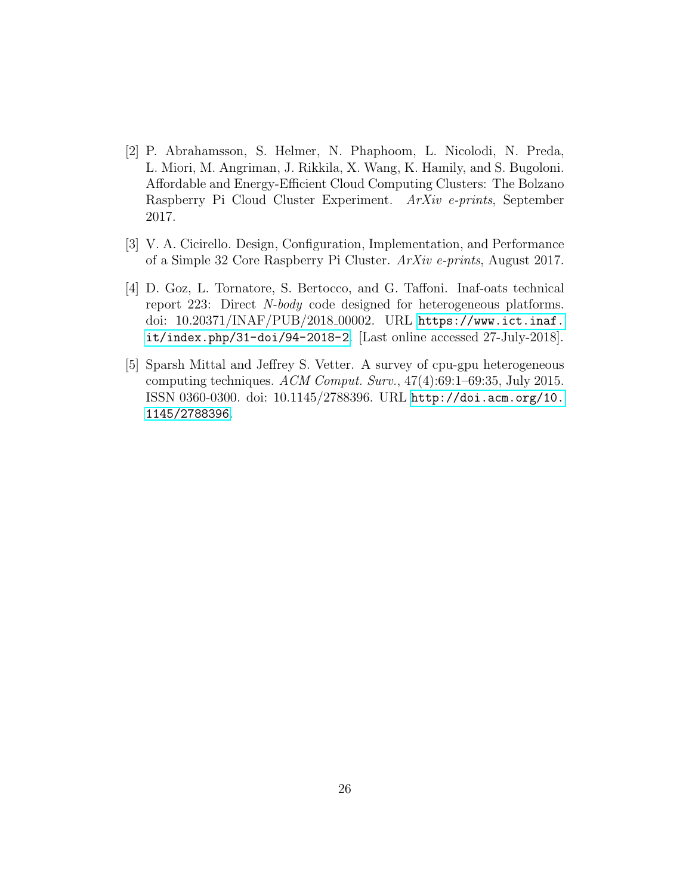[2] P. Abrahamsson, S. Helmer, N. Phaphoom, L. Nicolodi, N. Preda, L. Miori, M. Angriman, J. Rikkila, X. Wang, K. Hamily, and S. Bugoloni. Affordable and Energy-Efficient Cloud Computing Clusters: The Bolzano Raspberry Pi Cloud Cluster Experiment. *ArXiv e-prints*, September 2017.

[3] V. A. Cicirello. Design, Configuration, Implementation, and Performance of a Simple 32 Core Raspberry Pi Cluster. *ArXiv e-prints*, August 2017.

[4] D. Goz, L. Tornatore, S. Bertocco, and G. Taffoni. Inaf-oats technical report 223: Direct *N-body* code designed for heterogeneous platforms. doi: 10.20371/INAF/PUB/2018_00002. URL https://www.ict.inaf.it/index.php/31-doi/94-2018-2. [Last online accessed 27-July-2018].

[5] Sparsh Mittal and Jeffrey S. Vetter. A survey of cpu-gpu heterogeneous computing techniques. *ACM Comput. Surv.*, 47(4):69:1–69:35, July 2015. ISSN 0360-0300. doi: 10.1145/2788396. URL http://doi.acm.org/10.1145/2788396.